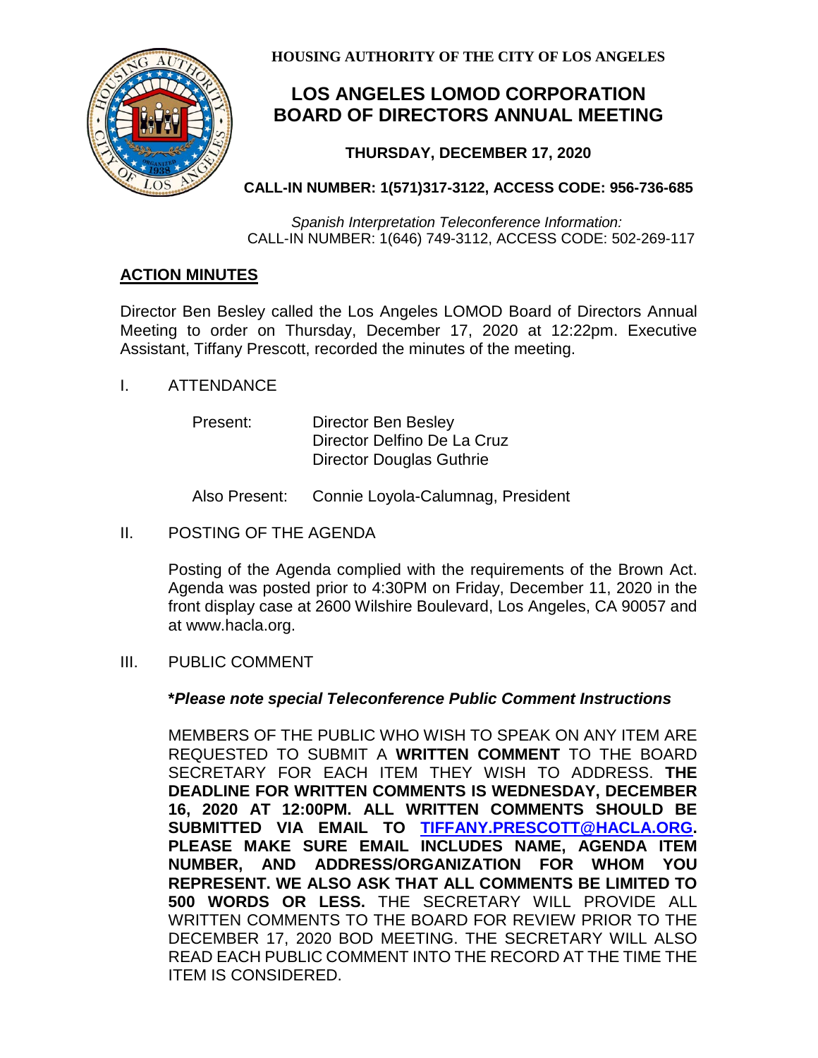**HOUSING AUTHORITY OF THE CITY OF LOS ANGELES**

# LOS ANGELES LOMOD CORPORATION BOARD OF DIRECTORS ANNUAL MEETING

**THURSDAY, DECEMBER 17, 2020**

**CALL-IN NUMBER: 1(571)317-3122, ACCESS CODE: 956-736-685**

*Spanish Interpretation Teleconference Information:*
CALL-IN NUMBER: 1(646) 749-3112, ACCESS CODE: 502-269-117

## ACTION MINUTES

Director Ben Besley called the Los Angeles LOMOD Board of Directors Annual Meeting to order on Thursday, December 17, 2020 at 12:22pm. Executive Assistant, Tiffany Prescott, recorded the minutes of the meeting.

I. ATTENDANCE

Present:
Director Ben Besley
Director Delfino De La Cruz
Director Douglas Guthrie

Also Present: Connie Loyola-Calumnag, President

II. POSTING OF THE AGENDA

Posting of the Agenda complied with the requirements of the Brown Act. Agenda was posted prior to 4:30PM on Friday, December 11, 2020 in the front display case at 2600 Wilshire Boulevard, Los Angeles, CA 90057 and at www.hacla.org.

III. PUBLIC COMMENT

***Please note special Teleconference Public Comment Instructions***

MEMBERS OF THE PUBLIC WHO WISH TO SPEAK ON ANY ITEM ARE REQUESTED TO SUBMIT A **WRITTEN COMMENT** TO THE BOARD SECRETARY FOR EACH ITEM THEY WISH TO ADDRESS. **THE DEADLINE FOR WRITTEN COMMENTS IS WEDNESDAY, DECEMBER 16, 2020 AT 12:00PM. ALL WRITTEN COMMENTS SHOULD BE SUBMITTED VIA EMAIL TO TIFFANY.PRESCOTT@HACLA.ORG. PLEASE MAKE SURE EMAIL INCLUDES NAME, AGENDA ITEM NUMBER, AND ADDRESS/ORGANIZATION FOR WHOM YOU REPRESENT. WE ALSO ASK THAT ALL COMMENTS BE LIMITED TO 500 WORDS OR LESS.** THE SECRETARY WILL PROVIDE ALL WRITTEN COMMENTS TO THE BOARD FOR REVIEW PRIOR TO THE DECEMBER 17, 2020 BOD MEETING. THE SECRETARY WILL ALSO READ EACH PUBLIC COMMENT INTO THE RECORD AT THE TIME THE ITEM IS CONSIDERED.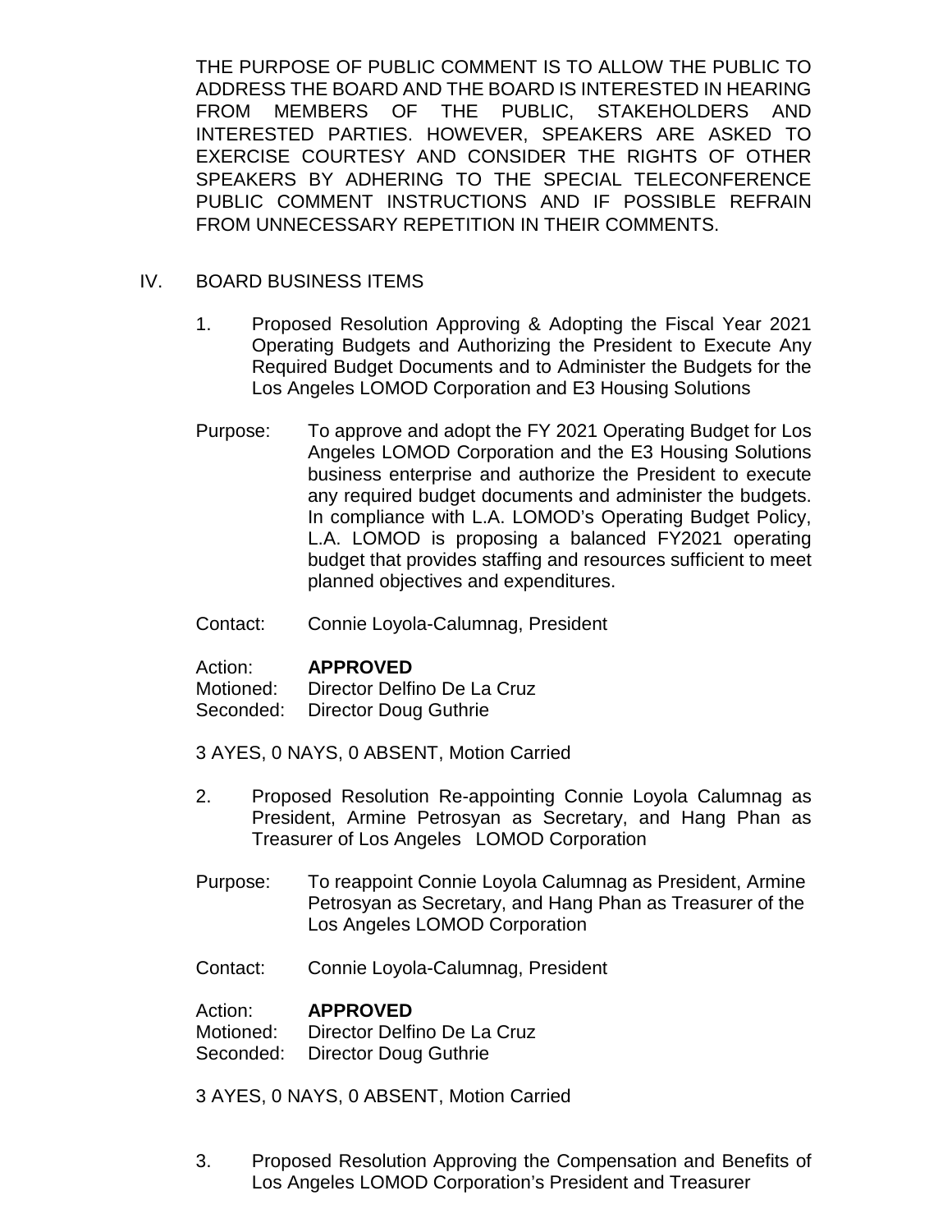THE PURPOSE OF PUBLIC COMMENT IS TO ALLOW THE PUBLIC TO ADDRESS THE BOARD AND THE BOARD IS INTERESTED IN HEARING FROM MEMBERS OF THE PUBLIC, STAKEHOLDERS AND INTERESTED PARTIES. HOWEVER, SPEAKERS ARE ASKED TO EXERCISE COURTESY AND CONSIDER THE RIGHTS OF OTHER SPEAKERS BY ADHERING TO THE SPECIAL TELECONFERENCE PUBLIC COMMENT INSTRUCTIONS AND IF POSSIBLE REFRAIN FROM UNNECESSARY REPETITION IN THEIR COMMENTS.

## IV. BOARD BUSINESS ITEMS

1. Proposed Resolution Approving & Adopting the Fiscal Year 2021 Operating Budgets and Authorizing the President to Execute Any Required Budget Documents and to Administer the Budgets for the Los Angeles LOMOD Corporation and E3 Housing Solutions

Purpose: To approve and adopt the FY 2021 Operating Budget for Los Angeles LOMOD Corporation and the E3 Housing Solutions business enterprise and authorize the President to execute any required budget documents and administer the budgets. In compliance with L.A. LOMOD's Operating Budget Policy, L.A. LOMOD is proposing a balanced FY2021 operating budget that provides staffing and resources sufficient to meet planned objectives and expenditures.

Contact: Connie Loyola-Calumnag, President

Action: **APPROVED**
Motioned: Director Delfino De La Cruz
Seconded: Director Doug Guthrie

3 AYES, 0 NAYS, 0 ABSENT, Motion Carried

2. Proposed Resolution Re-appointing Connie Loyola Calumnag as President, Armine Petrosyan as Secretary, and Hang Phan as Treasurer of Los Angeles LOMOD Corporation

Purpose: To reappoint Connie Loyola Calumnag as President, Armine Petrosyan as Secretary, and Hang Phan as Treasurer of the Los Angeles LOMOD Corporation

Contact: Connie Loyola-Calumnag, President

Action: **APPROVED**
Motioned: Director Delfino De La Cruz
Seconded: Director Doug Guthrie

3 AYES, 0 NAYS, 0 ABSENT, Motion Carried

3. Proposed Resolution Approving the Compensation and Benefits of Los Angeles LOMOD Corporation's President and Treasurer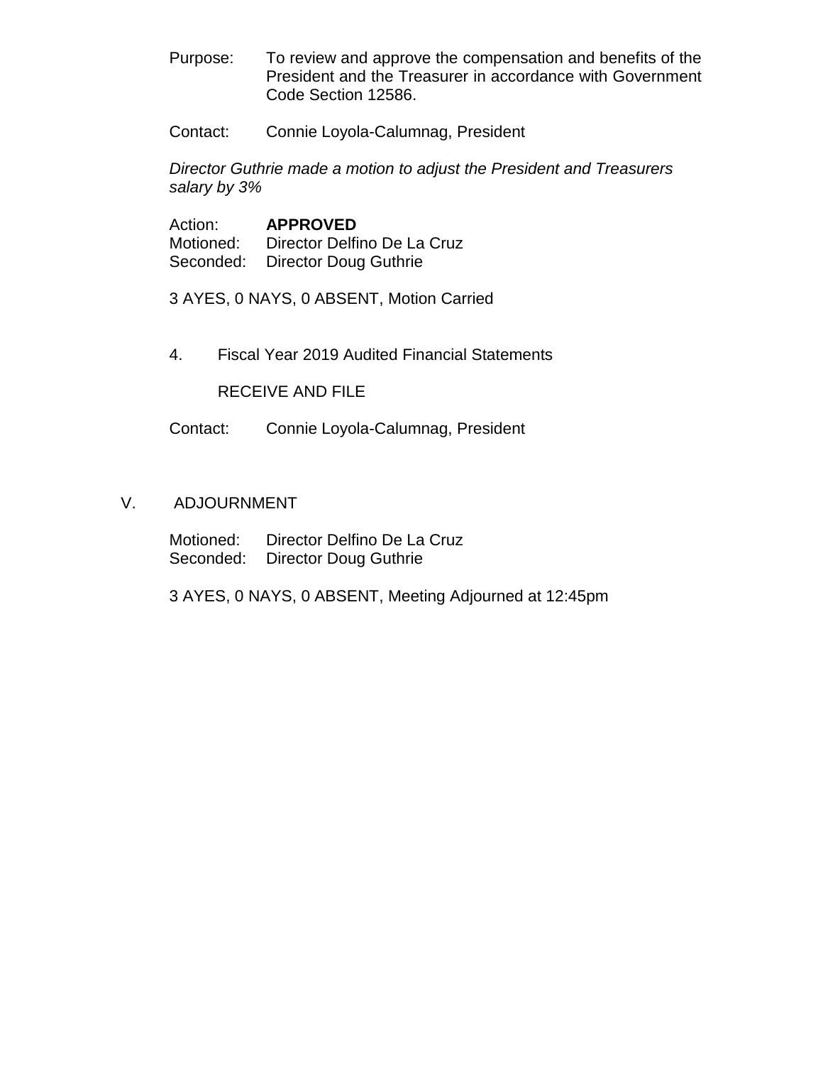Purpose: To review and approve the compensation and benefits of the President and the Treasurer in accordance with Government Code Section 12586.

Contact: Connie Loyola-Calumnag, President

*Director Guthrie made a motion to adjust the President and Treasurers salary by 3%*

Action: **APPROVED**
Motioned: Director Delfino De La Cruz
Seconded: Director Doug Guthrie

3 AYES, 0 NAYS, 0 ABSENT, Motion Carried

4. Fiscal Year 2019 Audited Financial Statements

RECEIVE AND FILE

Contact: Connie Loyola-Calumnag, President

V. ADJOURNMENT

Motioned: Director Delfino De La Cruz
Seconded: Director Doug Guthrie

3 AYES, 0 NAYS, 0 ABSENT, Meeting Adjourned at 12:45pm